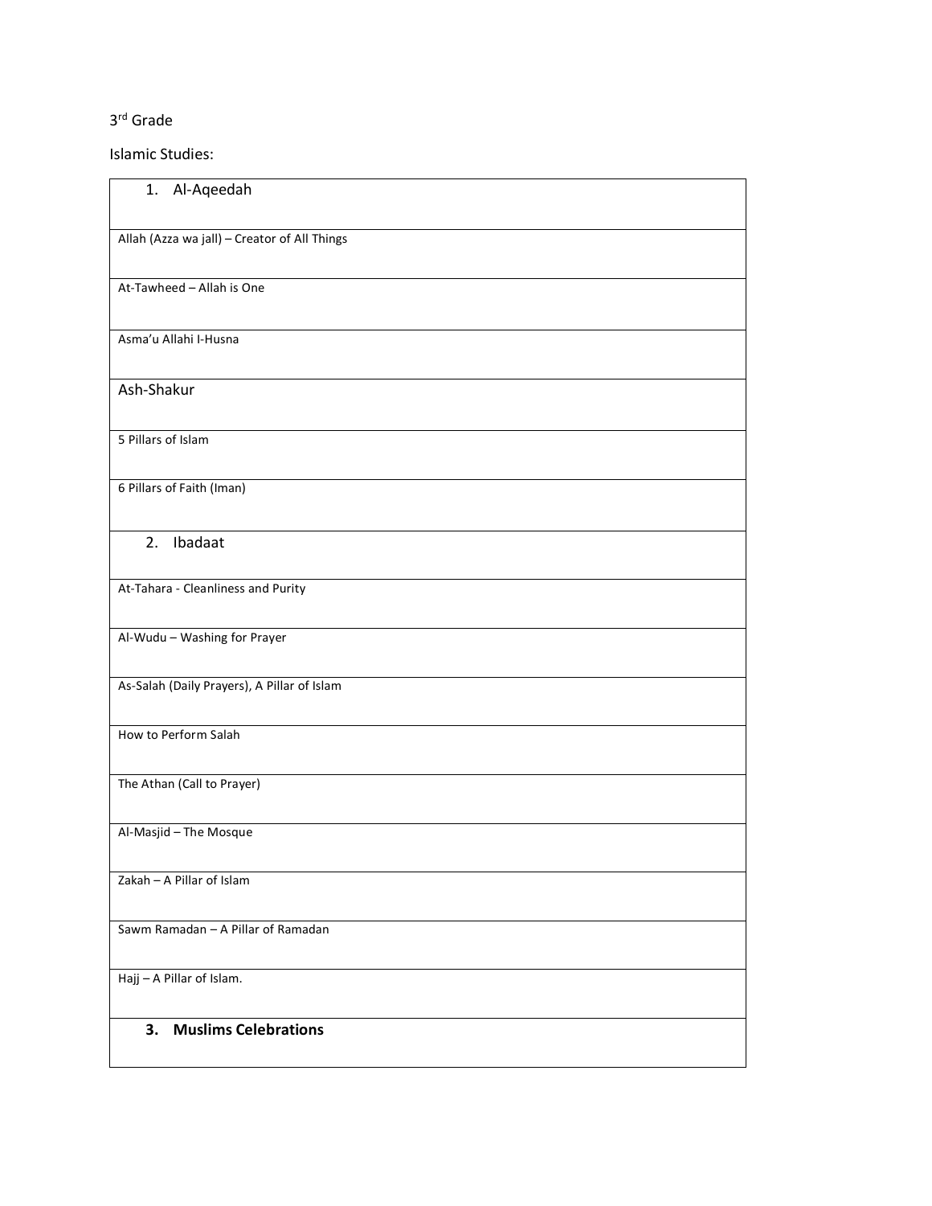3rd Grade

Islamic Studies:

| |
|---|
| 1. Al-Aqeedah |
| Allah (Azza wa jall) – Creator of All Things |
| At-Tawheed – Allah is One |
| Asma'u Allahi l-Husna |
| Ash-Shakur |
| 5 Pillars of Islam |
| 6 Pillars of Faith (Iman) |
| 2. Ibadaat |
| At-Tahara - Cleanliness and Purity |
| Al-Wudu – Washing for Prayer |
| As-Salah (Daily Prayers), A Pillar of Islam |
| How to Perform Salah |
| The Athan (Call to Prayer) |
| Al-Masjid – The Mosque |
| Zakah – A Pillar of Islam |
| Sawm Ramadan – A Pillar of Ramadan |
| Hajj – A Pillar of Islam. |
| **3. Muslims Celebrations** |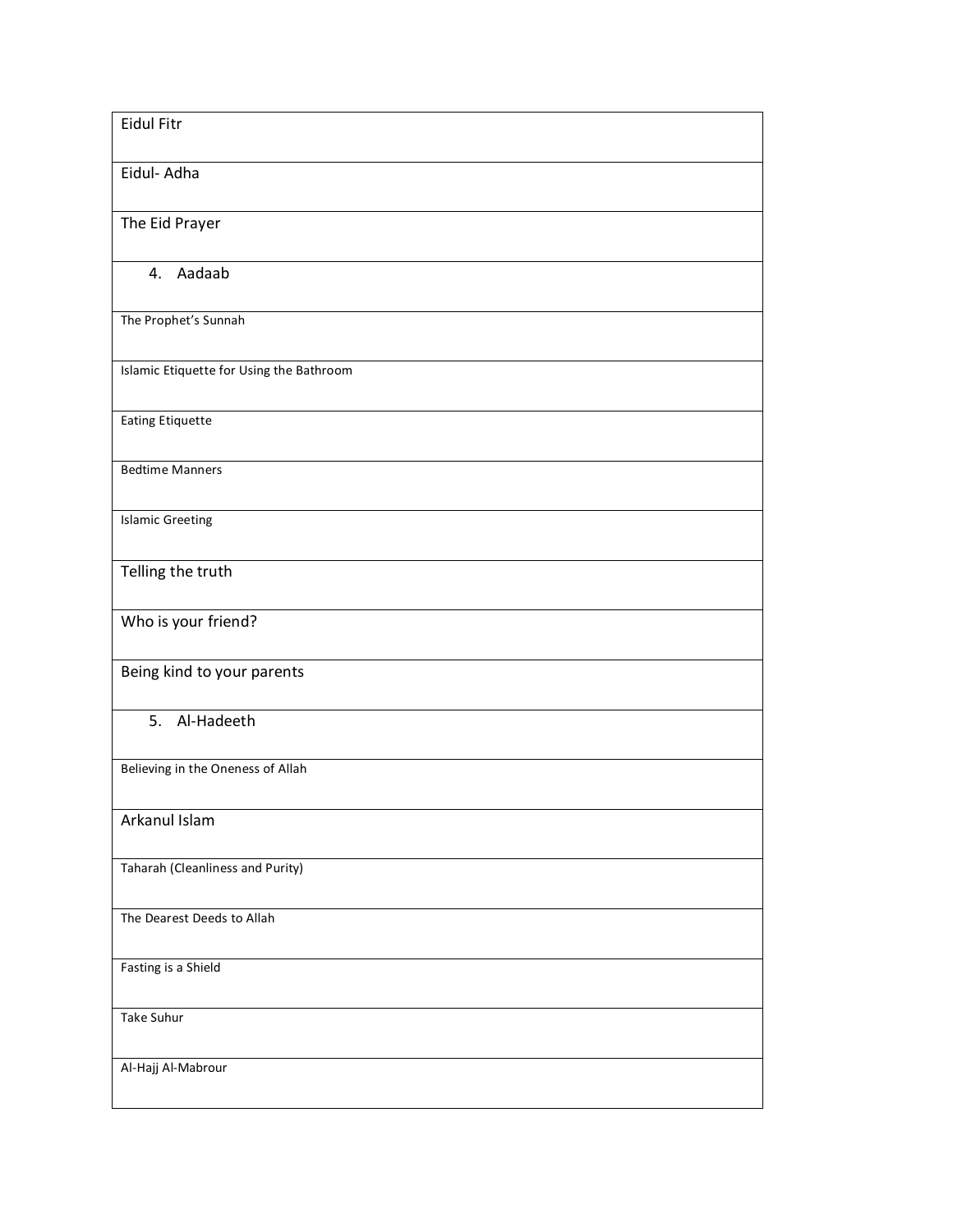| |
|---|
| Eidul Fitr |
| Eidul- Adha |
| The Eid Prayer |
| 4. Aadaab |
| The Prophet's Sunnah |
| Islamic Etiquette for Using the Bathroom |
| Eating Etiquette |
| Bedtime Manners |
| Islamic Greeting |
| Telling the truth |
| Who is your friend? |
| Being kind to your parents |
| 5. Al-Hadeeth |
| Believing in the Oneness of Allah |
| Arkanul Islam |
| Taharah (Cleanliness and Purity) |
| The Dearest Deeds to Allah |
| Fasting is a Shield |
| Take Suhur |
| Al-Hajj Al-Mabrour |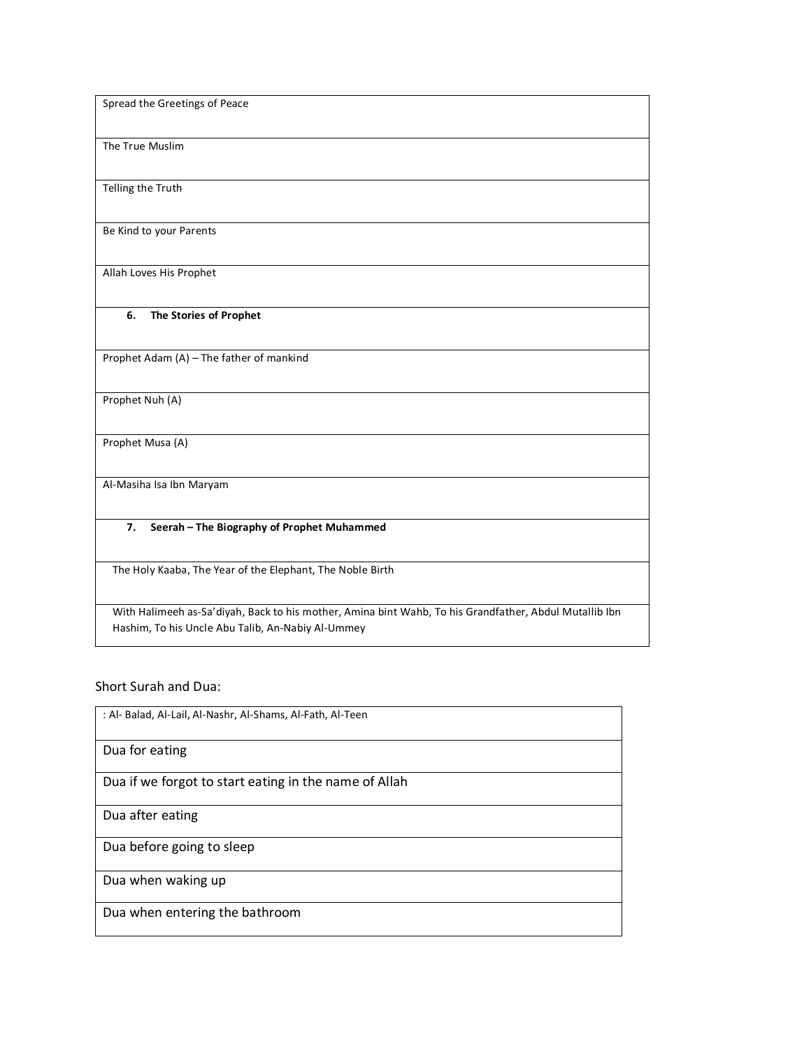| |
|---|
| Spread the Greetings of Peace |
| The True Muslim |
| Telling the Truth |
| Be Kind to your Parents |
| Allah Loves His Prophet |
| **6. The Stories of Prophet** |
| Prophet Adam (A) – The father of mankind |
| Prophet Nuh (A) |
| Prophet Musa (A) |
| Al-Masiha Isa Ibn Maryam |
| **7. Seerah – The Biography of Prophet Muhammed** |
| The Holy Kaaba, The Year of the Elephant, The Noble Birth |
| With Halimeeh as-Sa'diyah, Back to his mother, Amina bint Wahb, To his Grandfather, Abdul Mutallib Ibn Hashim, To his Uncle Abu Talib, An-Nabiy Al-Ummey |

Short Surah and Dua:

| |
|---|
| : Al- Balad, Al-Lail, Al-Nashr, Al-Shams, Al-Fath, Al-Teen |
| Dua for eating |
| Dua if we forgot to start eating in the name of Allah |
| Dua after eating |
| Dua before going to sleep |
| Dua when waking up |
| Dua when entering the bathroom |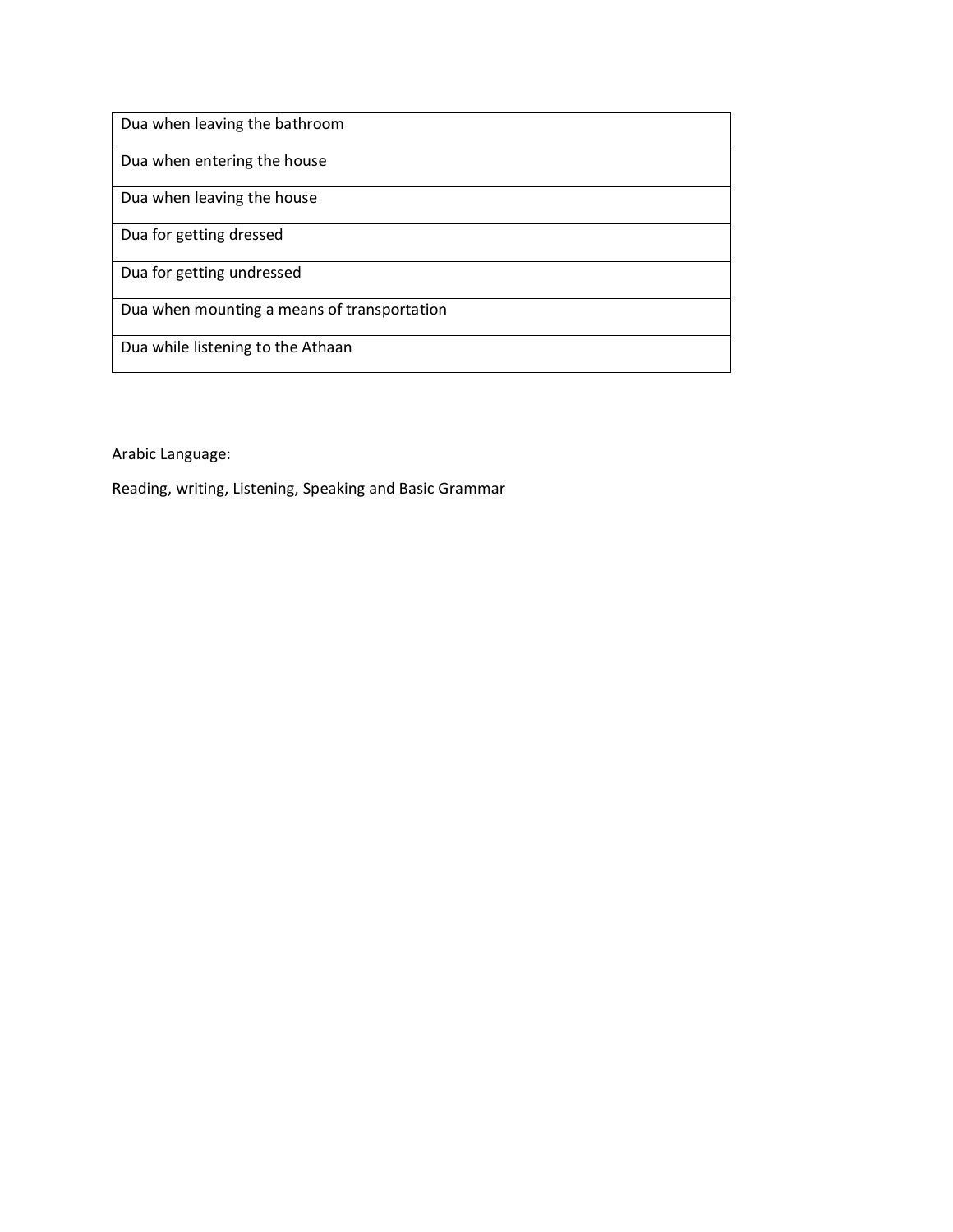| |
|---|
| Dua when leaving the bathroom |
| Dua when entering the house |
| Dua when leaving the house |
| Dua for getting dressed |
| Dua for getting undressed |
| Dua when mounting a means of transportation |
| Dua while listening to the Athaan |

Arabic Language:

Reading, writing, Listening, Speaking and Basic Grammar